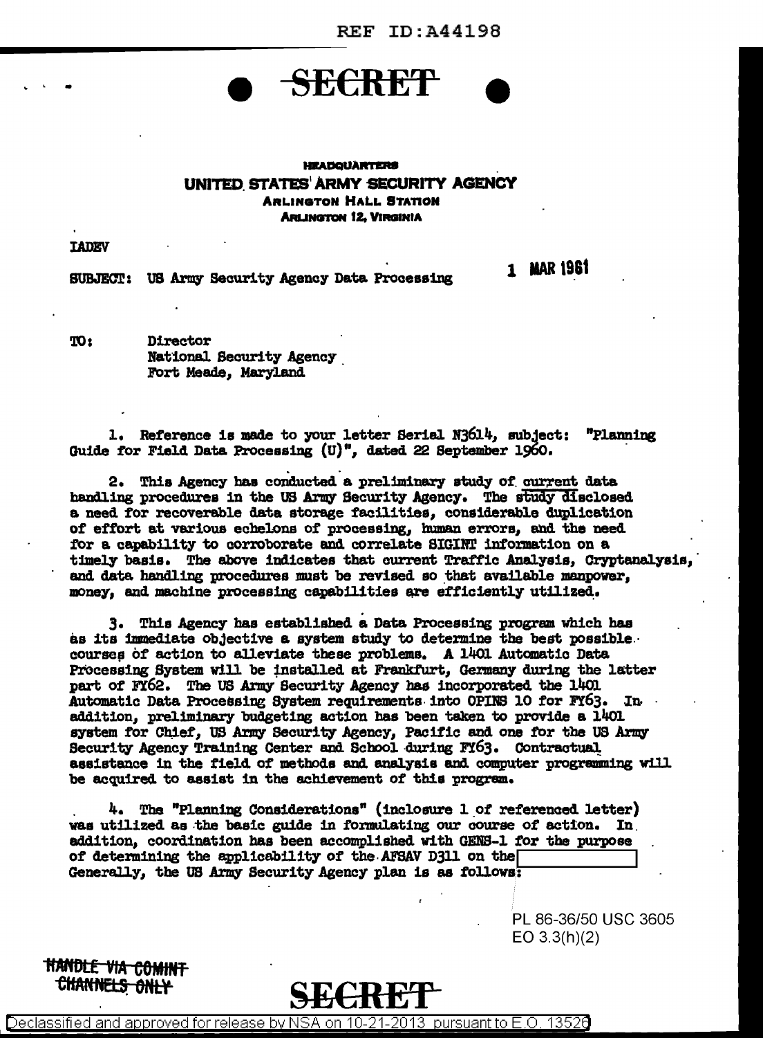REF ID:A44198

**SECRET**

**HEADQUARTERS**
**UNITED STATES ARMY SECURITY AGENCY**
**ARLINGTON HALL STATION**
**ARLINGTON 12, VIRGINIA**

IADEV

SUBJECT: US Army Security Agency Data Processing

1 MAR 1961

TO: Director
National Security Agency
Fort Meade, Maryland

1. Reference is made to your letter Serial N3614, subject: "Planning Guide for Field Data Processing (U)", dated 22 September 1960.

2. This Agency has conducted a preliminary study of current data handling procedures in the US Army Security Agency. The study disclosed a need for recoverable data storage facilities, considerable duplication of effort at various echelons of processing, human errors, and the need for a capability to corroborate and correlate SIGINT information on a timely basis. The above indicates that current Traffic Analysis, Cryptanalysis, and data handling procedures must be revised so that available manpower, money, and machine processing capabilities are efficiently utilized.

3. This Agency has established a Data Processing program which has as its immediate objective a system study to determine the best possible courses of action to alleviate these problems. A 1401 Automatic Data Processing System will be installed at Frankfurt, Germany during the latter part of FY62. The US Army Security Agency has incorporated the 1401 Automatic Data Processing System requirements into OPINS 10 for FY63. In addition, preliminary budgeting action has been taken to provide a 1401 system for Chief, US Army Security Agency, Pacific and one for the US Army Security Agency Training Center and School during FY63. Contractual assistance in the field of methods and analysis and computer programming will be acquired to assist in the achievement of this program.

4. The "Planning Considerations" (inclosure 1 of referenced letter) was utilized as the basic guide in formulating our course of action. In addition, coordination has been accomplished with GENS-1 for the purpose of determining the applicability of the AFSAV D311 on the [ ] Generally, the US Army Security Agency plan is as follows:

PL 86-36/50 USC 3605
EO 3.3(h)(2)

HANDLE VIA COMINT CHANNELS ONLY

**SECRET**

Declassified and approved for release by NSA on 10-21-2013 pursuant to E.O. 13526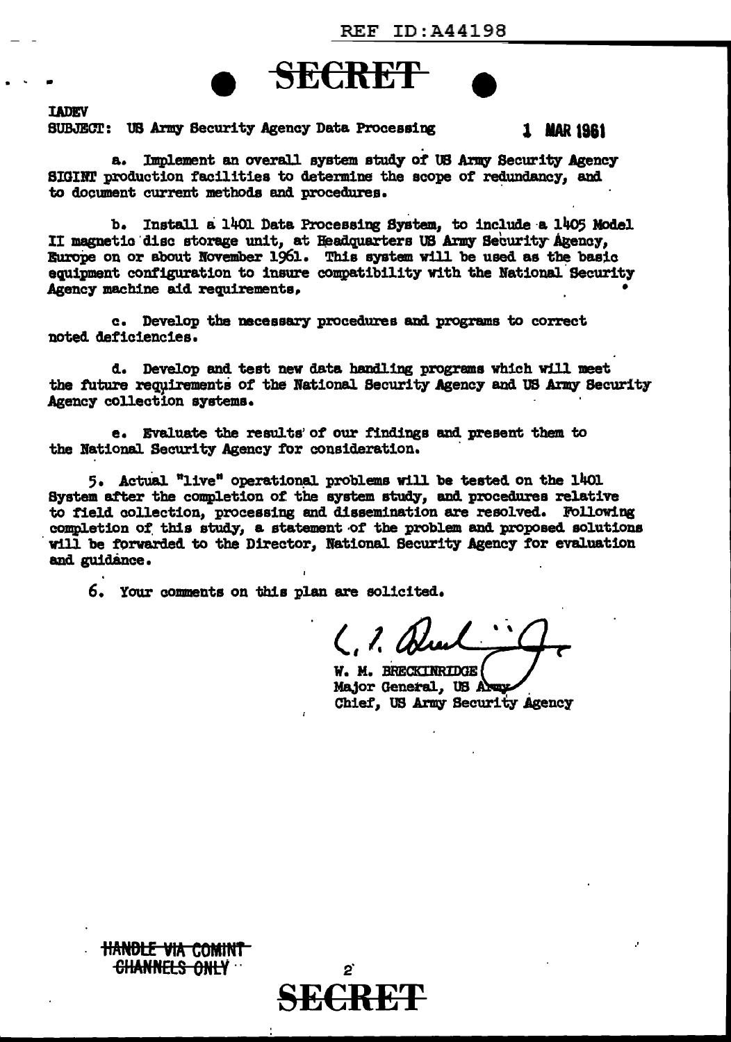**SECRET**

IADEV
SUBJECT: US Army Security Agency Data Processing    1 MAR 1961

a. Implement an overall system study of US Army Security Agency SIGINT production facilities to determine the scope of redundancy, and to document current methods and procedures.

b. Install a 1401 Data Processing System, to include a 1405 Model II magnetic disc storage unit, at Headquarters US Army Security Agency, Europe on or about November 1961. This system will be used as the basic equipment configuration to insure compatibility with the National Security Agency machine aid requirements.

c. Develop the necessary procedures and programs to correct noted deficiencies.

d. Develop and test new data handling programs which will meet the future requirements of the National Security Agency and US Army Security Agency collection systems.

e. Evaluate the results of our findings and present them to the National Security Agency for consideration.

5. Actual "live" operational problems will be tested on the 1401 System after the completion of the system study, and procedures relative to field collection, processing and dissemination are resolved. Following completion of this study, a statement of the problem and proposed solutions will be forwarded to the Director, National Security Agency for evaluation and guidance.

6. Your comments on this plan are solicited.

W. M. BRECKINRIDGE
Major General, US Army
Chief, US Army Security Agency

~~HANDLE VIA COMINT CHANNELS ONLY~~

**SECRET**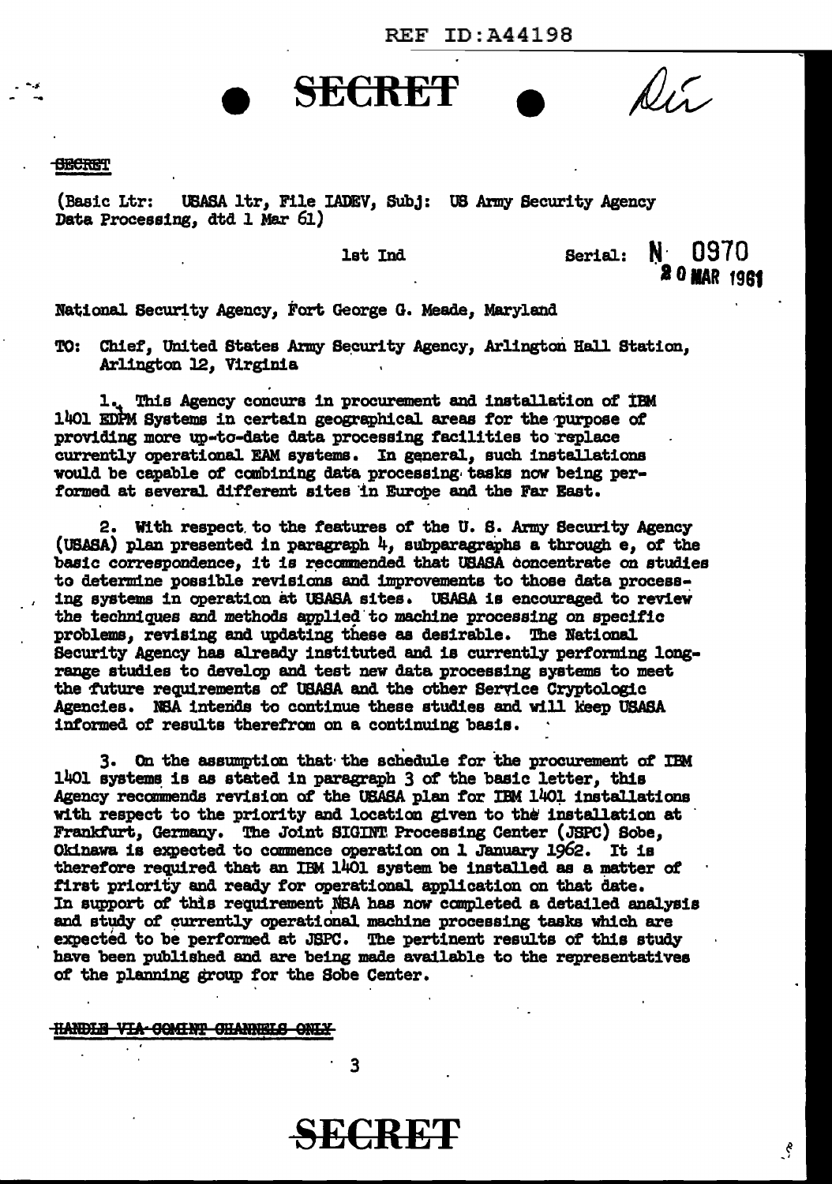REF ID:A44198

**SECRET**

~~SECRET~~

(Basic Ltr: USASA ltr, File IADEV, Subj: US Army Security Agency Data Processing, dtd 1 Mar 61)

1st Ind

Serial: N 0970
20 MAR 1961

National Security Agency, Fort George G. Meade, Maryland

TO: Chief, United States Army Security Agency, Arlington Hall Station, Arlington 12, Virginia

1. This Agency concurs in procurement and installation of IBM 1401 EDPM Systems in certain geographical areas for the purpose of providing more up-to-date data processing facilities to replace currently operational EAM systems. In general, such installations would be capable of combining data processing tasks now being performed at several different sites in Europe and the Far East.

2. With respect to the features of the U. S. Army Security Agency (USASA) plan presented in paragraph 4, subparagraphs a through e, of the basic correspondence, it is recommended that USASA concentrate on studies to determine possible revisions and improvements to those data processing systems in operation at USASA sites. USASA is encouraged to review the techniques and methods applied to machine processing on specific problems, revising and updating these as desirable. The National Security Agency has already instituted and is currently performing long-range studies to develop and test new data processing systems to meet the future requirements of USASA and the other Service Cryptologic Agencies. NSA intends to continue these studies and will keep USASA informed of results therefrom on a continuing basis.

3. On the assumption that the schedule for the procurement of IBM 1401 systems is as stated in paragraph 3 of the basic letter, this Agency recommends revision of the USASA plan for IBM 1401 installations with respect to the priority and location given to the installation at Frankfurt, Germany. The Joint SIGINT Processing Center (JSPC) Sobe, Okinawa is expected to commence operation on 1 January 1962. It is therefore required that an IBM 1401 system be installed as a matter of first priority and ready for operational application on that date. In support of this requirement NSA has now completed a detailed analysis and study of currently operational machine processing tasks which are expected to be performed at JSPC. The pertinent results of this study have been published and are being made available to the representatives of the planning group for the Sobe Center.

~~HANDLE VIA COMINT CHANNELS ONLY~~

**SECRET**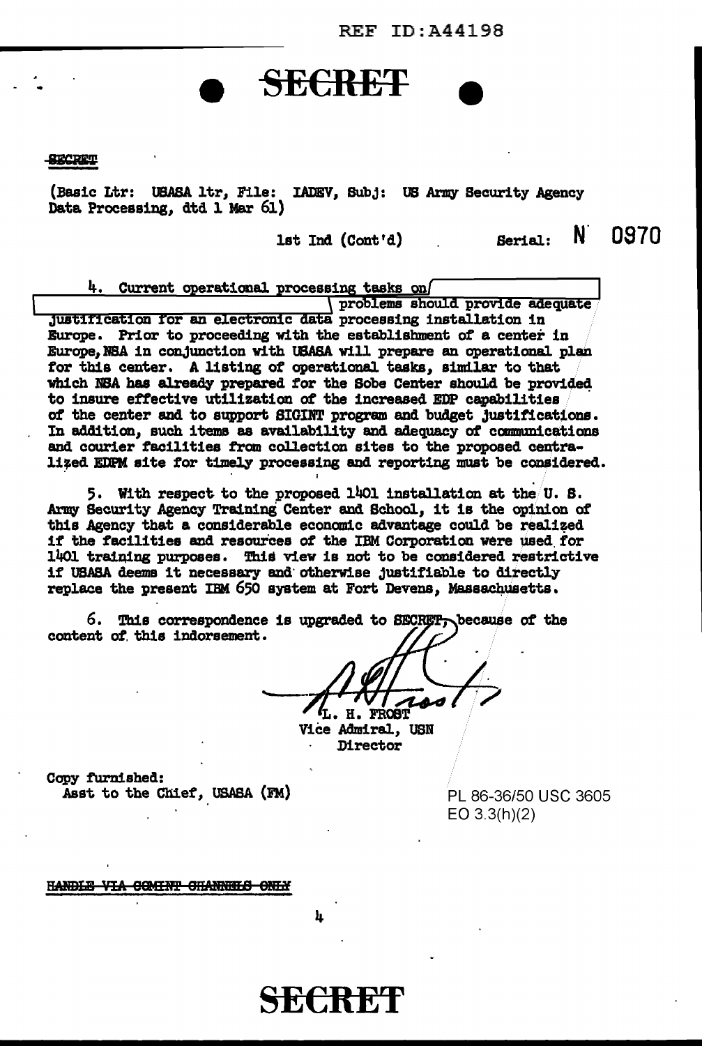REF ID:A44198

SECRET

~~SECRET~~

(Basic Ltr: USASA ltr, File: IADEV, Subj: US Army Security Agency Data Processing, dtd 1 Mar 61)

1st Ind (Cont'd) Serial: N 0970

4. Current operational processing tasks on [redacted] problems should provide adequate justification for an electronic data processing installation in Europe. Prior to proceeding with the establishment of a center in Europe, NSA in conjunction with USASA will prepare an operational plan for this center. A listing of operational tasks, similar to that which NSA has already prepared for the Sobe Center should be provided to insure effective utilization of the increased EDP capabilities of the center and to support SIGINT program and budget justifications. In addition, such items as availability and adequacy of communications and courier facilities from collection sites to the proposed centralized EDPM site for timely processing and reporting must be considered.

5. With respect to the proposed 1401 installation at the U. S. Army Security Agency Training Center and School, it is the opinion of this Agency that a considerable economic advantage could be realized if the facilities and resources of the IBM Corporation were used for 1401 training purposes. This view is not to be considered restrictive if USASA deems it necessary and otherwise justifiable to directly replace the present IBM 650 system at Fort Devens, Massachusetts.

6. This correspondence is upgraded to SECRET, because of the content of this indorsement.

L. H. FROST
Vice Admiral, USN
Director

Copy furnished:
Asst to the Chief, USASA (FM)

PL 86-36/50 USC 3605
EO 3.3(h)(2)

~~HANDLE VIA COMINT CHANNELS ONLY~~

SECRET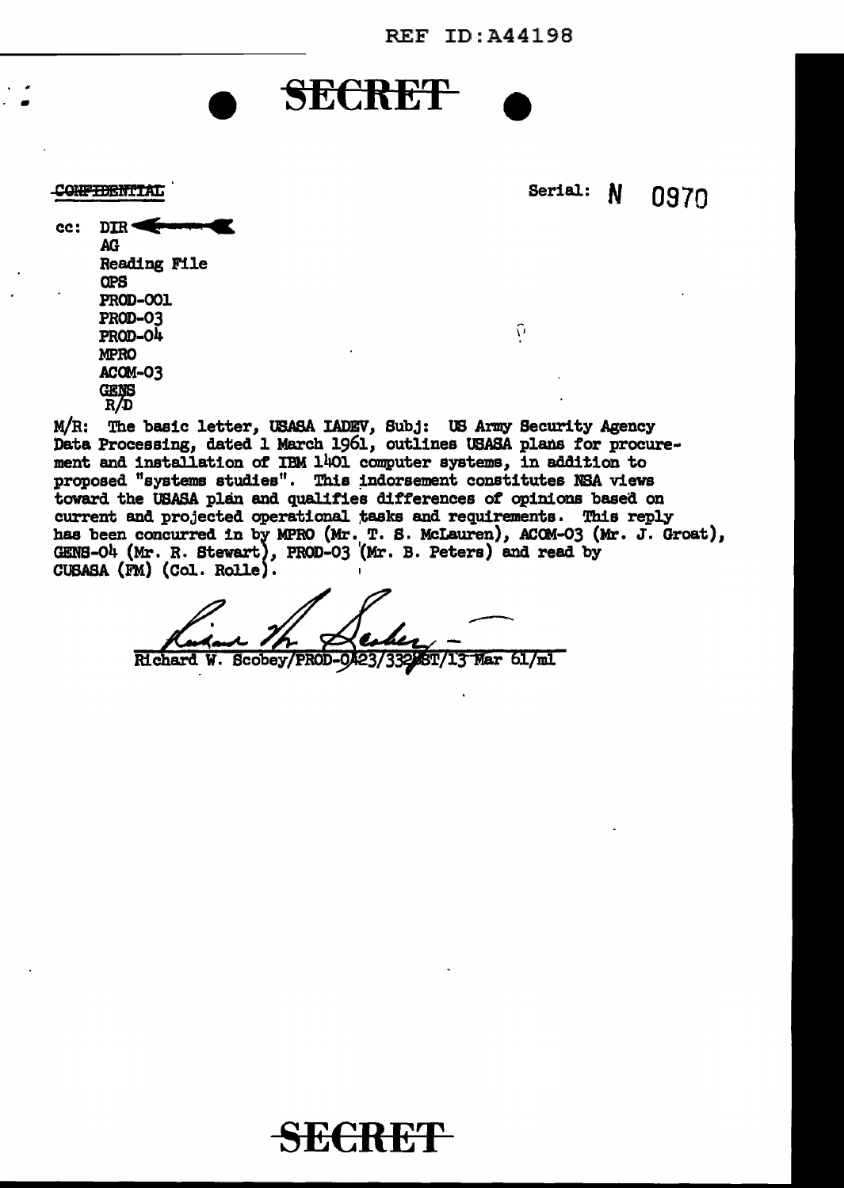REF ID:A44198

**SECRET**

~~CONFIDENTIAL~~

Serial: N 0970

cc: DIR
AG
Reading File
OPS
PROD-001
PROD-03
PROD-04
MPRO
ACOM-03
GENS
R/D

M/R: The basic letter, USASA IADEV, Subj: US Army Security Agency Data Processing, dated 1 March 1961, outlines USASA plans for procurement and installation of IBM 1401 computer systems, in addition to proposed "systems studies". This indorsement constitutes NSA views toward the USASA plan and qualifies differences of opinions based on current and projected operational tasks and requirements. This reply has been concurred in by MPRO (Mr. T. S. McLauren), ACOM-03 (Mr. J. Groat), GENS-04 (Mr. R. Stewart), PROD-03 (Mr. B. Peters) and read by CUSASA (FM) (Col. Rolle).

Richard W. Scobey/PROD-0423/3328ST/13 Mar 61/ml

**SECRET**